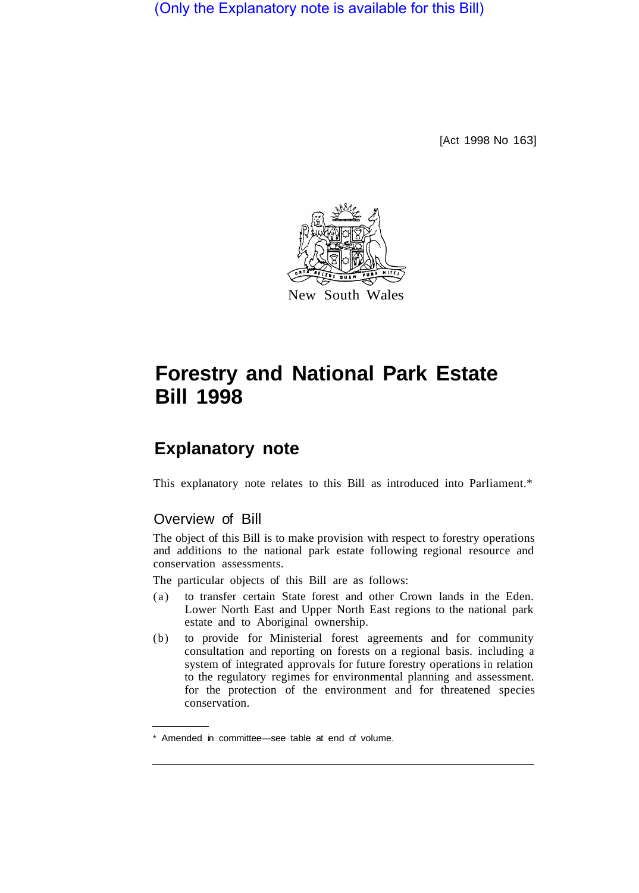(Only the Explanatory note is available for this Bill)

[Act 1998 No 163]

New South Wales

# Forestry and National Park Estate Bill 1998

## Explanatory note

This explanatory note relates to this Bill as introduced into Parliament.*

### Overview of Bill

The object of this Bill is to make provision with respect to forestry operations and additions to the national park estate following regional resource and conservation assessments.

The particular objects of this Bill are as follows:

(a) to transfer certain State forest and other Crown lands in the Eden. Lower North East and Upper North East regions to the national park estate and to Aboriginal ownership.

(b) to provide for Ministerial forest agreements and for community consultation and reporting on forests on a regional basis. including a system of integrated approvals for future forestry operations in relation to the regulatory regimes for environmental planning and assessment. for the protection of the environment and for threatened species conservation.

* Amended in committee—see table at end of volume.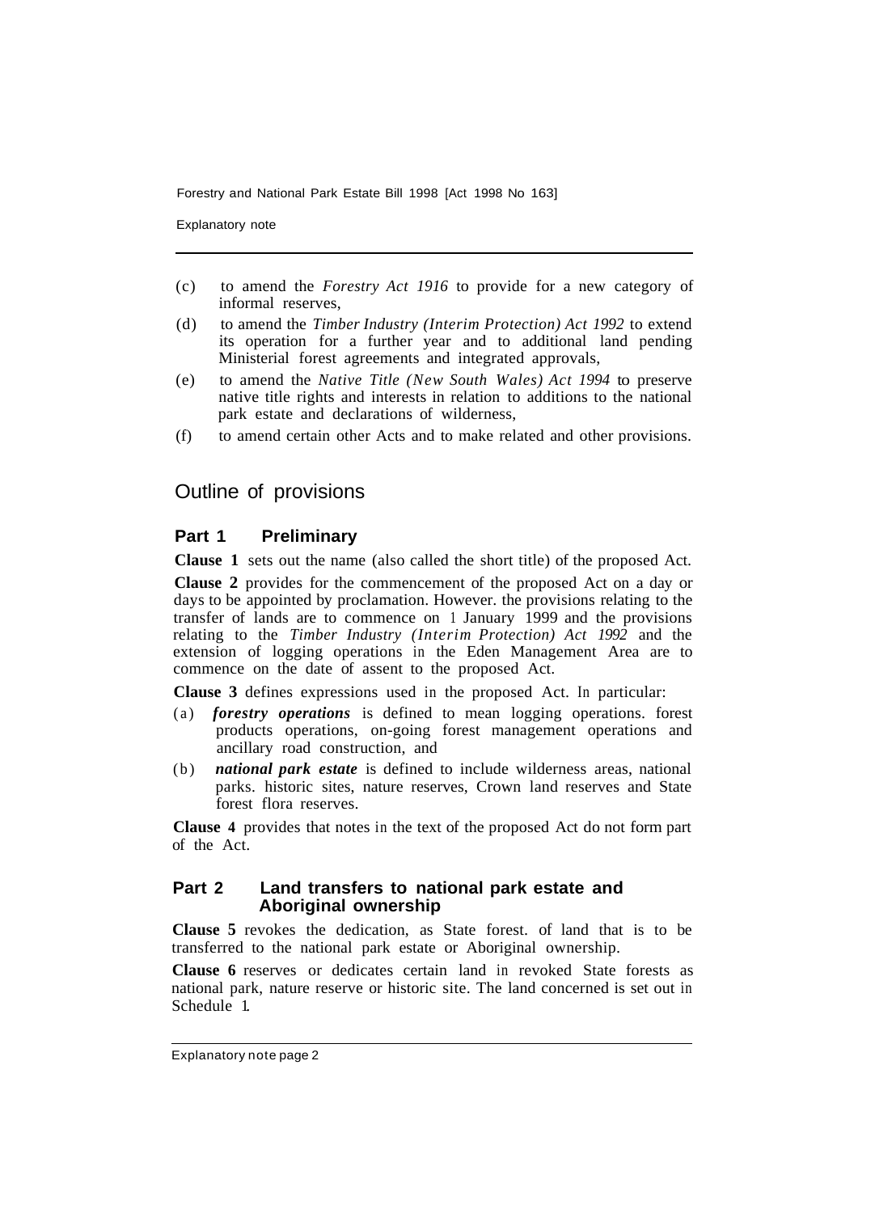(c) to amend the *Forestry Act 1916* to provide for a new category of informal reserves,

(d) to amend the *Timber Industry (Interim Protection) Act 1992* to extend its operation for a further year and to additional land pending Ministerial forest agreements and integrated approvals,

(e) to amend the *Native Title (New South Wales) Act 1994* to preserve native title rights and interests in relation to additions to the national park estate and declarations of wilderness,

(f) to amend certain other Acts and to make related and other provisions.

## Outline of provisions

### Part 1 Preliminary

**Clause 1** sets out the name (also called the short title) of the proposed Act.

**Clause 2** provides for the commencement of the proposed Act on a day or days to be appointed by proclamation. However. the provisions relating to the transfer of lands are to commence on 1 January 1999 and the provisions relating to the *Timber Industry (Interim Protection) Act 1992* and the extension of logging operations in the Eden Management Area are to commence on the date of assent to the proposed Act.

**Clause 3** defines expressions used in the proposed Act. In particular:

(a) ***forestry operations*** is defined to mean logging operations. forest products operations, on-going forest management operations and ancillary road construction, and

(b) ***national park estate*** is defined to include wilderness areas, national parks. historic sites, nature reserves, Crown land reserves and State forest flora reserves.

**Clause 4** provides that notes in the text of the proposed Act do not form part of the Act.

### Part 2 Land transfers to national park estate and Aboriginal ownership

**Clause 5** revokes the dedication, as State forest. of land that is to be transferred to the national park estate or Aboriginal ownership.

**Clause 6** reserves or dedicates certain land in revoked State forests as national park, nature reserve or historic site. The land concerned is set out in Schedule 1.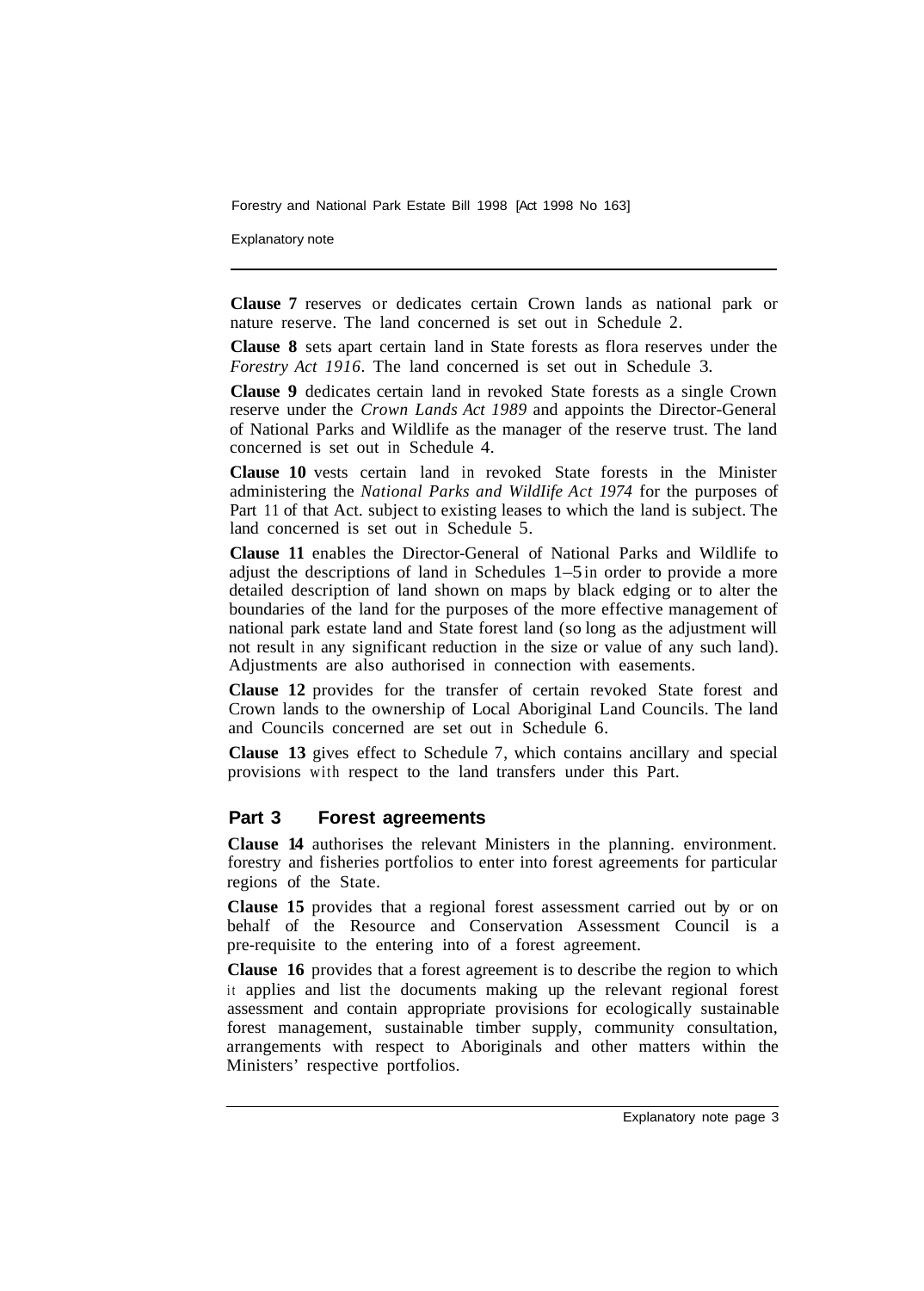**Clause 7** reserves or dedicates certain Crown lands as national park or nature reserve. The land concerned is set out in Schedule 2.

**Clause 8** sets apart certain land in State forests as flora reserves under the *Forestry Act 1916*. The land concerned is set out in Schedule 3.

**Clause 9** dedicates certain land in revoked State forests as a single Crown reserve under the *Crown Lands Act 1989* and appoints the Director-General of National Parks and Wildlife as the manager of the reserve trust. The land concerned is set out in Schedule 4.

**Clause 10** vests certain land in revoked State forests in the Minister administering the *National Parks and WildIife Act 1974* for the purposes of Part 11 of that Act. subject to existing leases to which the land is subject. The land concerned is set out in Schedule 5.

**Clause 11** enables the Director-General of National Parks and Wildlife to adjust the descriptions of land in Schedules 1–5 in order to provide a more detailed description of land shown on maps by black edging or to alter the boundaries of the land for the purposes of the more effective management of national park estate land and State forest land (so long as the adjustment will not result in any significant reduction in the size or value of any such land). Adjustments are also authorised in connection with easements.

**Clause 12** provides for the transfer of certain revoked State forest and Crown lands to the ownership of Local Aboriginal Land Councils. The land and Councils concerned are set out in Schedule 6.

**Clause 13** gives effect to Schedule 7, which contains ancillary and special provisions with respect to the land transfers under this Part.

## Part 3 Forest agreements

**Clause 14** authorises the relevant Ministers in the planning. environment. forestry and fisheries portfolios to enter into forest agreements for particular regions of the State.

**Clause 15** provides that a regional forest assessment carried out by or on behalf of the Resource and Conservation Assessment Council is a pre-requisite to the entering into of a forest agreement.

**Clause 16** provides that a forest agreement is to describe the region to which it applies and list the documents making up the relevant regional forest assessment and contain appropriate provisions for ecologically sustainable forest management, sustainable timber supply, community consultation, arrangements with respect to Aboriginals and other matters within the Ministers' respective portfolios.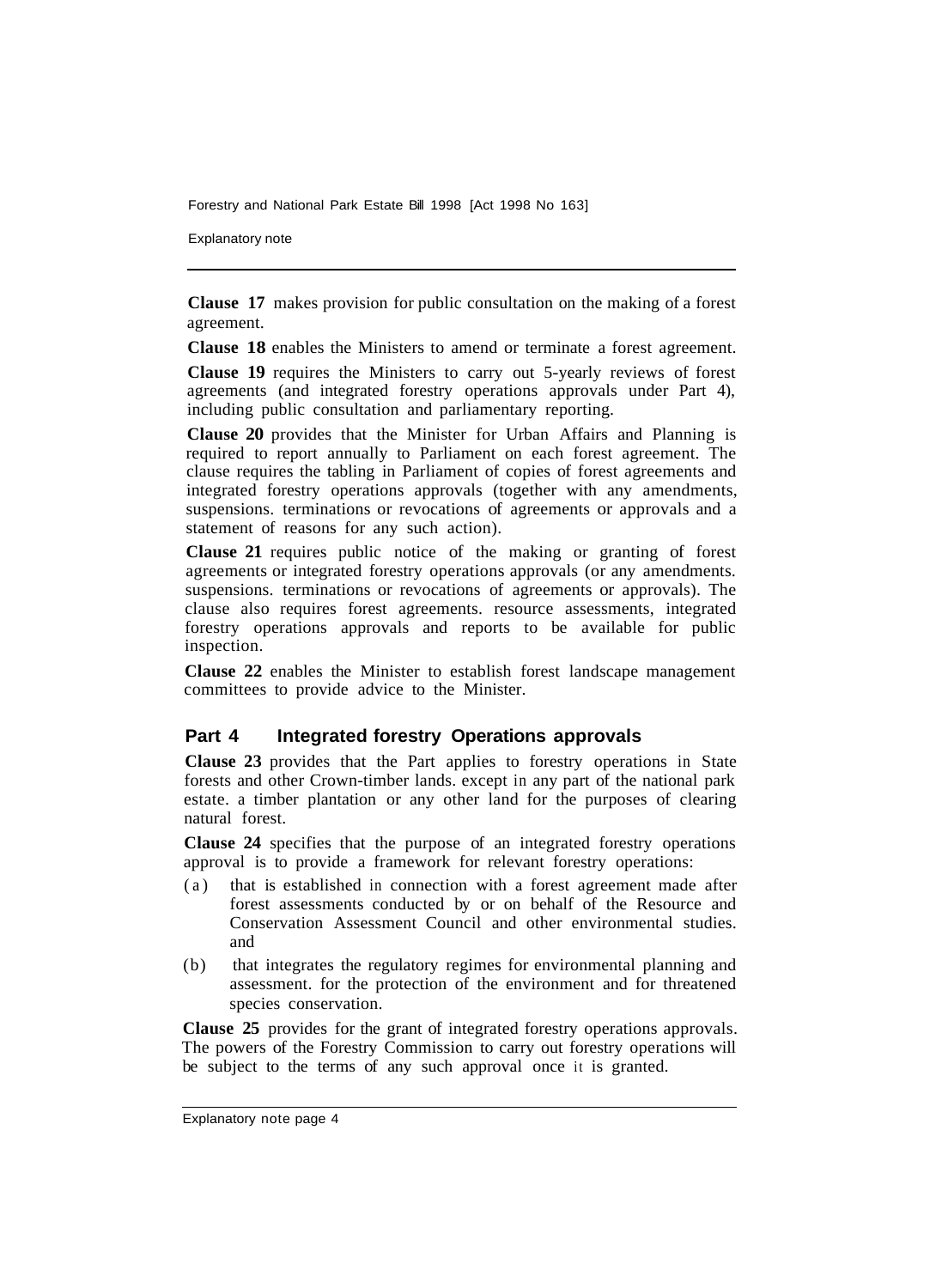**Clause 17** makes provision for public consultation on the making of a forest agreement.

**Clause 18** enables the Ministers to amend or terminate a forest agreement.

**Clause 19** requires the Ministers to carry out 5-yearly reviews of forest agreements (and integrated forestry operations approvals under Part 4), including public consultation and parliamentary reporting.

**Clause 20** provides that the Minister for Urban Affairs and Planning is required to report annually to Parliament on each forest agreement. The clause requires the tabling in Parliament of copies of forest agreements and integrated forestry operations approvals (together with any amendments, suspensions. terminations or revocations of agreements or approvals and a statement of reasons for any such action).

**Clause 21** requires public notice of the making or granting of forest agreements or integrated forestry operations approvals (or any amendments. suspensions. terminations or revocations of agreements or approvals). The clause also requires forest agreements. resource assessments, integrated forestry operations approvals and reports to be available for public inspection.

**Clause 22** enables the Minister to establish forest landscape management committees to provide advice to the Minister.

## Part 4 Integrated forestry Operations approvals

**Clause 23** provides that the Part applies to forestry operations in State forests and other Crown-timber lands. except in any part of the national park estate. a timber plantation or any other land for the purposes of clearing natural forest.

**Clause 24** specifies that the purpose of an integrated forestry operations approval is to provide a framework for relevant forestry operations:

(a) that is established in connection with a forest agreement made after forest assessments conducted by or on behalf of the Resource and Conservation Assessment Council and other environmental studies. and

(b) that integrates the regulatory regimes for environmental planning and assessment. for the protection of the environment and for threatened species conservation.

**Clause 25** provides for the grant of integrated forestry operations approvals. The powers of the Forestry Commission to carry out forestry operations will be subject to the terms of any such approval once it is granted.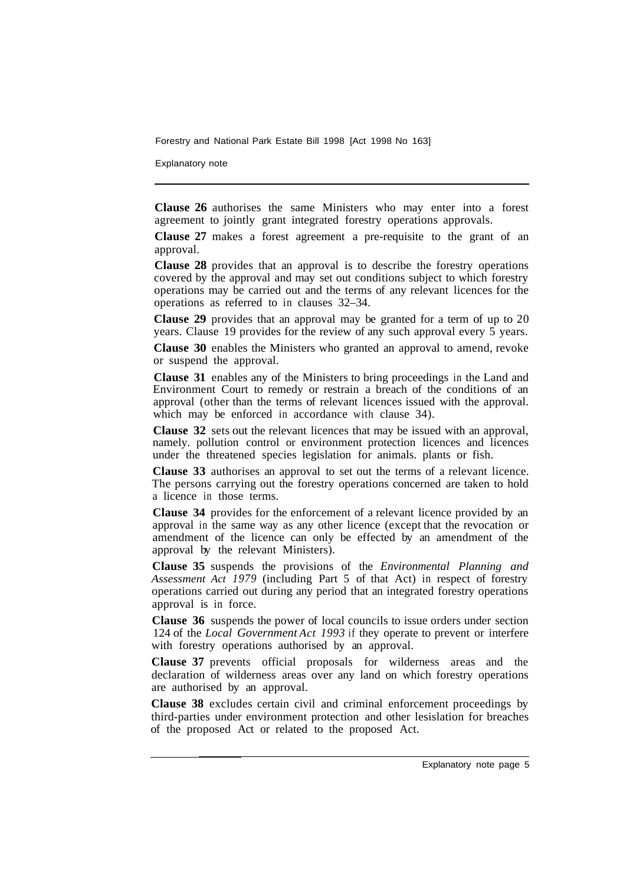**Clause 26** authorises the same Ministers who may enter into a forest agreement to jointly grant integrated forestry operations approvals.

**Clause 27** makes a forest agreement a pre-requisite to the grant of an approval.

**Clause 28** provides that an approval is to describe the forestry operations covered by the approval and may set out conditions subject to which forestry operations may be carried out and the terms of any relevant licences for the operations as referred to in clauses 32–34.

**Clause 29** provides that an approval may be granted for a term of up to 20 years. Clause 19 provides for the review of any such approval every 5 years.

**Clause 30** enables the Ministers who granted an approval to amend, revoke or suspend the approval.

**Clause 31** enables any of the Ministers to bring proceedings in the Land and Environment Court to remedy or restrain a breach of the conditions of an approval (other than the terms of relevant licences issued with the approval. which may be enforced in accordance with clause 34).

**Clause 32** sets out the relevant licences that may be issued with an approval, namely. pollution control or environment protection licences and licences under the threatened species legislation for animals. plants or fish.

**Clause 33** authorises an approval to set out the terms of a relevant licence. The persons carrying out the forestry operations concerned are taken to hold a licence in those terms.

**Clause 34** provides for the enforcement of a relevant licence provided by an approval in the same way as any other licence (except that the revocation or amendment of the licence can only be effected by an amendment of the approval by the relevant Ministers).

**Clause 35** suspends the provisions of the *Environmental Planning and Assessment Act 1979* (including Part 5 of that Act) in respect of forestry operations carried out during any period that an integrated forestry operations approval is in force.

**Clause 36** suspends the power of local councils to issue orders under section 124 of the *Local Government Act 1993* if they operate to prevent or interfere with forestry operations authorised by an approval.

**Clause 37** prevents official proposals for wilderness areas and the declaration of wilderness areas over any land on which forestry operations are authorised by an approval.

**Clause 38** excludes certain civil and criminal enforcement proceedings by third-parties under environment protection and other lesislation for breaches of the proposed Act or related to the proposed Act.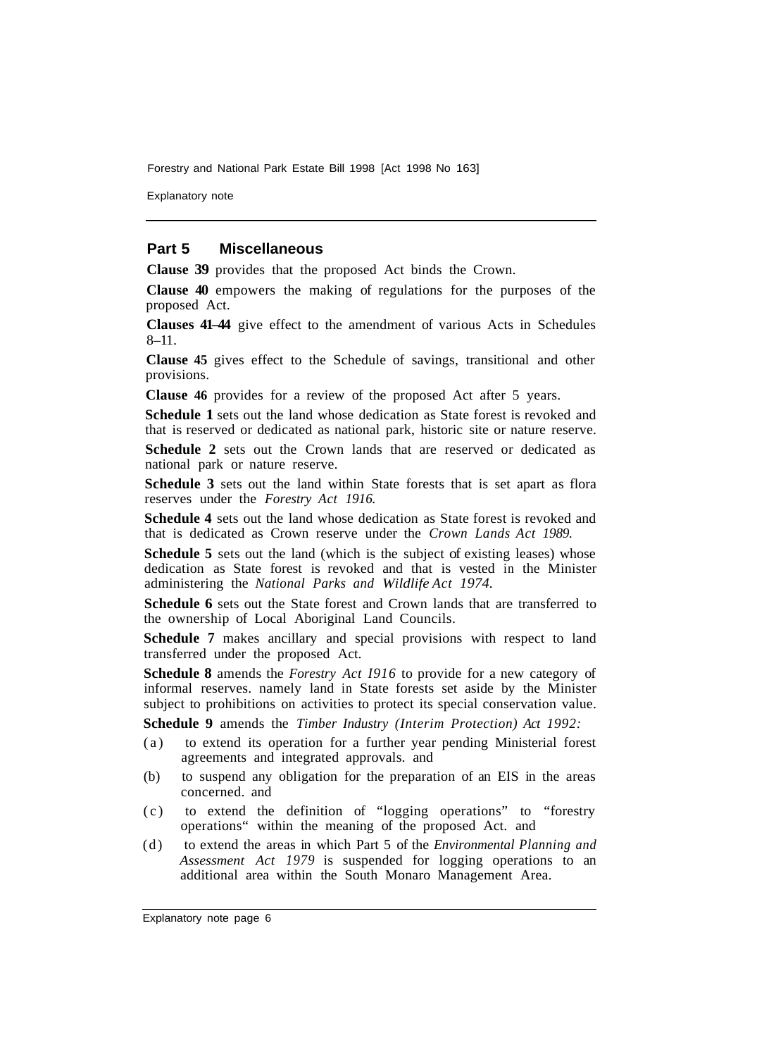## Part 5 Miscellaneous

**Clause 39** provides that the proposed Act binds the Crown.

**Clause 40** empowers the making of regulations for the purposes of the proposed Act.

**Clauses 41–44** give effect to the amendment of various Acts in Schedules 8–11.

**Clause 45** gives effect to the Schedule of savings, transitional and other provisions.

**Clause 46** provides for a review of the proposed Act after 5 years.

**Schedule 1** sets out the land whose dedication as State forest is revoked and that is reserved or dedicated as national park, historic site or nature reserve.

**Schedule 2** sets out the Crown lands that are reserved or dedicated as national park or nature reserve.

**Schedule 3** sets out the land within State forests that is set apart as flora reserves under the *Forestry Act 1916*.

**Schedule 4** sets out the land whose dedication as State forest is revoked and that is dedicated as Crown reserve under the *Crown Lands Act 1989*.

**Schedule 5** sets out the land (which is the subject of existing leases) whose dedication as State forest is revoked and that is vested in the Minister administering the *National Parks and Wildlife Act 1974*.

**Schedule 6** sets out the State forest and Crown lands that are transferred to the ownership of Local Aboriginal Land Councils.

**Schedule 7** makes ancillary and special provisions with respect to land transferred under the proposed Act.

**Schedule 8** amends the *Forestry Act I916* to provide for a new category of informal reserves. namely land in State forests set aside by the Minister subject to prohibitions on activities to protect its special conservation value.

**Schedule 9** amends the *Timber Industry (Interim Protection) Act 1992:*

(a) to extend its operation for a further year pending Ministerial forest agreements and integrated approvals. and

(b) to suspend any obligation for the preparation of an EIS in the areas concerned. and

(c) to extend the definition of "logging operations" to "forestry operations" within the meaning of the proposed Act. and

(d) to extend the areas in which Part 5 of the *Environmental Planning and Assessment Act 1979* is suspended for logging operations to an additional area within the South Monaro Management Area.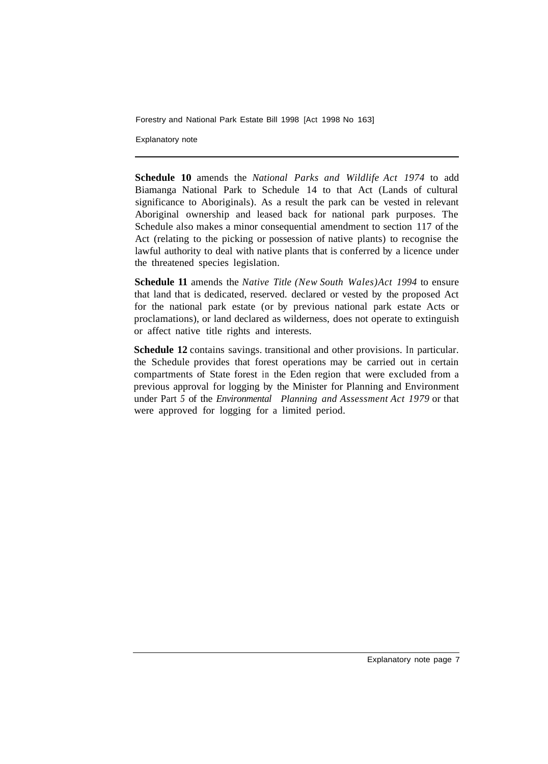**Schedule 10** amends the *National Parks and Wildlife Act 1974* to add Biamanga National Park to Schedule 14 to that Act (Lands of cultural significance to Aboriginals). As a result the park can be vested in relevant Aboriginal ownership and leased back for national park purposes. The Schedule also makes a minor consequential amendment to section 117 of the Act (relating to the picking or possession of native plants) to recognise the lawful authority to deal with native plants that is conferred by a licence under the threatened species legislation.

**Schedule 11** amends the *Native Title (New South Wales) Act 1994* to ensure that land that is dedicated, reserved. declared or vested by the proposed Act for the national park estate (or by previous national park estate Acts or proclamations), or land declared as wilderness, does not operate to extinguish or affect native title rights and interests.

**Schedule 12** contains savings. transitional and other provisions. In particular. the Schedule provides that forest operations may be carried out in certain compartments of State forest in the Eden region that were excluded from a previous approval for logging by the Minister for Planning and Environment under Part 5 of the *Environmental Planning and Assessment Act 1979* or that were approved for logging for a limited period.